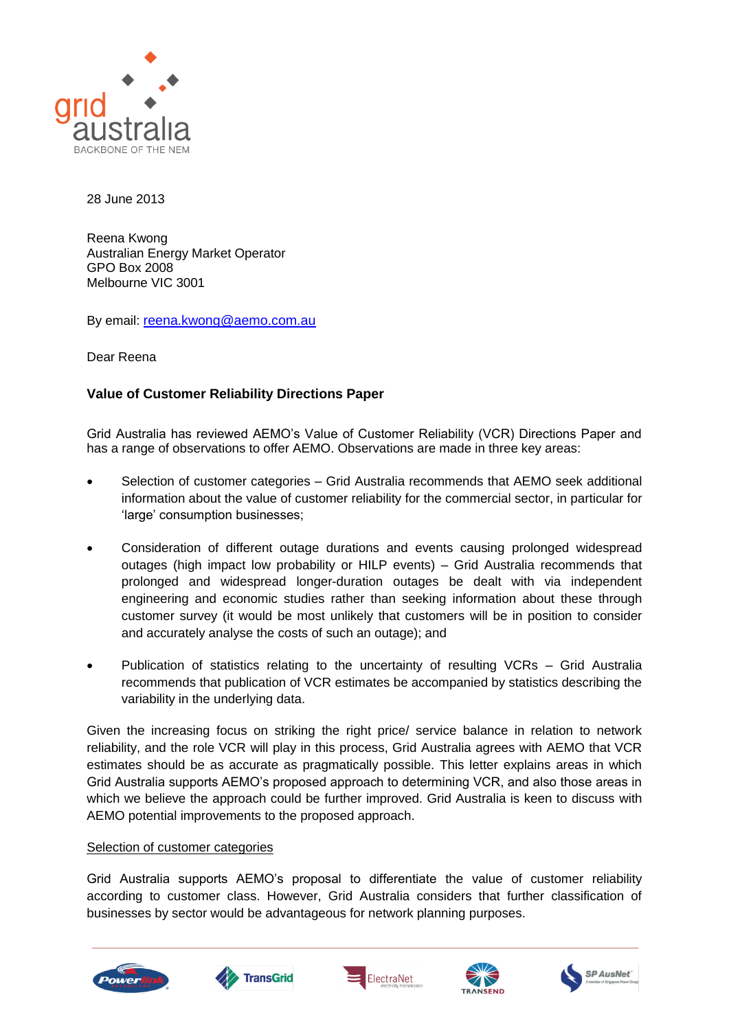28 June 2013

Reena Kwong
Australian Energy Market Operator
GPO Box 2008
Melbourne VIC 3001

By email: reena.kwong@aemo.com.au

Dear Reena

**Value of Customer Reliability Directions Paper**

Grid Australia has reviewed AEMO's Value of Customer Reliability (VCR) Directions Paper and has a range of observations to offer AEMO. Observations are made in three key areas:

- Selection of customer categories – Grid Australia recommends that AEMO seek additional information about the value of customer reliability for the commercial sector, in particular for 'large' consumption businesses;
- Consideration of different outage durations and events causing prolonged widespread outages (high impact low probability or HILP events) – Grid Australia recommends that prolonged and widespread longer-duration outages be dealt with via independent engineering and economic studies rather than seeking information about these through customer survey (it would be most unlikely that customers will be in position to consider and accurately analyse the costs of such an outage); and
- Publication of statistics relating to the uncertainty of resulting VCRs – Grid Australia recommends that publication of VCR estimates be accompanied by statistics describing the variability in the underlying data.

Given the increasing focus on striking the right price/ service balance in relation to network reliability, and the role VCR will play in this process, Grid Australia agrees with AEMO that VCR estimates should be as accurate as pragmatically possible. This letter explains areas in which Grid Australia supports AEMO's proposed approach to determining VCR, and also those areas in which we believe the approach could be further improved. Grid Australia is keen to discuss with AEMO potential improvements to the proposed approach.

Selection of customer categories

Grid Australia supports AEMO's proposal to differentiate the value of customer reliability according to customer class. However, Grid Australia considers that further classification of businesses by sector would be advantageous for network planning purposes.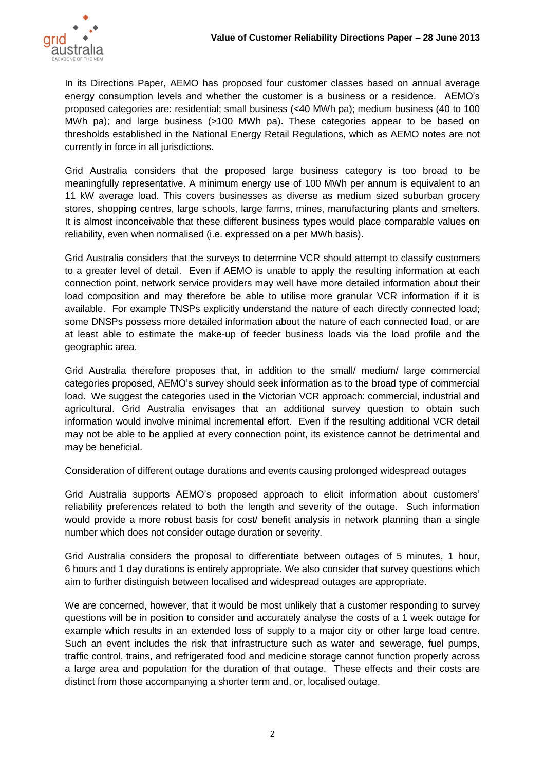In its Directions Paper, AEMO has proposed four customer classes based on annual average energy consumption levels and whether the customer is a business or a residence. AEMO's proposed categories are: residential; small business (<40 MWh pa); medium business (40 to 100 MWh pa); and large business (>100 MWh pa). These categories appear to be based on thresholds established in the National Energy Retail Regulations, which as AEMO notes are not currently in force in all jurisdictions.

Grid Australia considers that the proposed large business category is too broad to be meaningfully representative. A minimum energy use of 100 MWh per annum is equivalent to an 11 kW average load. This covers businesses as diverse as medium sized suburban grocery stores, shopping centres, large schools, large farms, mines, manufacturing plants and smelters. It is almost inconceivable that these different business types would place comparable values on reliability, even when normalised (i.e. expressed on a per MWh basis).

Grid Australia considers that the surveys to determine VCR should attempt to classify customers to a greater level of detail. Even if AEMO is unable to apply the resulting information at each connection point, network service providers may well have more detailed information about their load composition and may therefore be able to utilise more granular VCR information if it is available. For example TNSPs explicitly understand the nature of each directly connected load; some DNSPs possess more detailed information about the nature of each connected load, or are at least able to estimate the make-up of feeder business loads via the load profile and the geographic area.

Grid Australia therefore proposes that, in addition to the small/ medium/ large commercial categories proposed, AEMO's survey should seek information as to the broad type of commercial load. We suggest the categories used in the Victorian VCR approach: commercial, industrial and agricultural. Grid Australia envisages that an additional survey question to obtain such information would involve minimal incremental effort. Even if the resulting additional VCR detail may not be able to be applied at every connection point, its existence cannot be detrimental and may be beneficial.

<u>Consideration of different outage durations and events causing prolonged widespread outages</u>

Grid Australia supports AEMO's proposed approach to elicit information about customers' reliability preferences related to both the length and severity of the outage. Such information would provide a more robust basis for cost/ benefit analysis in network planning than a single number which does not consider outage duration or severity.

Grid Australia considers the proposal to differentiate between outages of 5 minutes, 1 hour, 6 hours and 1 day durations is entirely appropriate. We also consider that survey questions which aim to further distinguish between localised and widespread outages are appropriate.

We are concerned, however, that it would be most unlikely that a customer responding to survey questions will be in position to consider and accurately analyse the costs of a 1 week outage for example which results in an extended loss of supply to a major city or other large load centre. Such an event includes the risk that infrastructure such as water and sewerage, fuel pumps, traffic control, trains, and refrigerated food and medicine storage cannot function properly across a large area and population for the duration of that outage. These effects and their costs are distinct from those accompanying a shorter term and, or, localised outage.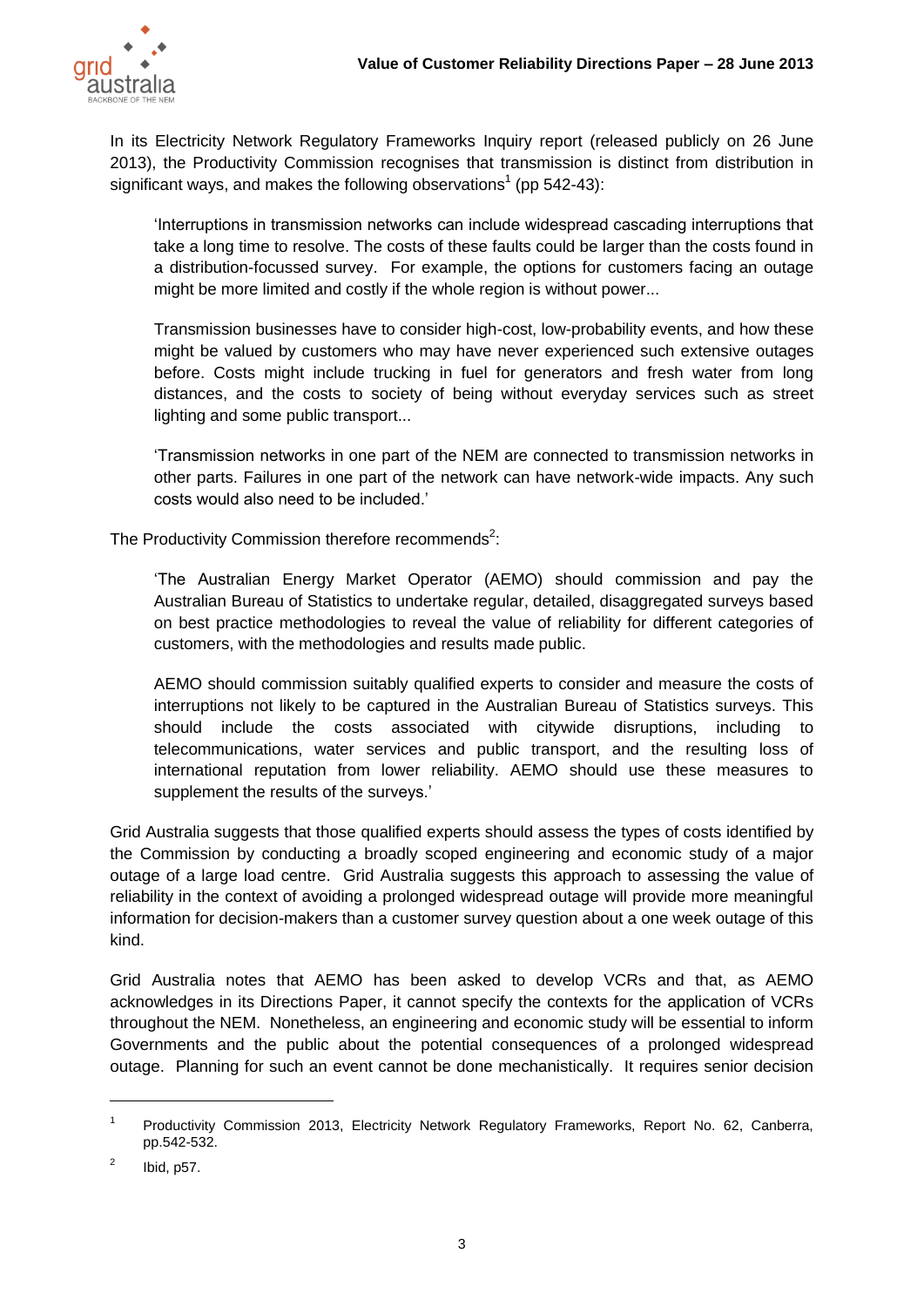In its Electricity Network Regulatory Frameworks Inquiry report (released publicly on 26 June 2013), the Productivity Commission recognises that transmission is distinct from distribution in significant ways, and makes the following observations[1] (pp 542-43):

> 'Interruptions in transmission networks can include widespread cascading interruptions that take a long time to resolve. The costs of these faults could be larger than the costs found in a distribution-focussed survey. For example, the options for customers facing an outage might be more limited and costly if the whole region is without power...
>
> Transmission businesses have to consider high-cost, low-probability events, and how these might be valued by customers who may have never experienced such extensive outages before. Costs might include trucking in fuel for generators and fresh water from long distances, and the costs to society of being without everyday services such as street lighting and some public transport...
>
> 'Transmission networks in one part of the NEM are connected to transmission networks in other parts. Failures in one part of the network can have network-wide impacts. Any such costs would also need to be included.'

The Productivity Commission therefore recommends[2]:

> 'The Australian Energy Market Operator (AEMO) should commission and pay the Australian Bureau of Statistics to undertake regular, detailed, disaggregated surveys based on best practice methodologies to reveal the value of reliability for different categories of customers, with the methodologies and results made public.
>
> AEMO should commission suitably qualified experts to consider and measure the costs of interruptions not likely to be captured in the Australian Bureau of Statistics surveys. This should include the costs associated with citywide disruptions, including to telecommunications, water services and public transport, and the resulting loss of international reputation from lower reliability. AEMO should use these measures to supplement the results of the surveys.'

Grid Australia suggests that those qualified experts should assess the types of costs identified by the Commission by conducting a broadly scoped engineering and economic study of a major outage of a large load centre. Grid Australia suggests this approach to assessing the value of reliability in the context of avoiding a prolonged widespread outage will provide more meaningful information for decision-makers than a customer survey question about a one week outage of this kind.

Grid Australia notes that AEMO has been asked to develop VCRs and that, as AEMO acknowledges in its Directions Paper, it cannot specify the contexts for the application of VCRs throughout the NEM. Nonetheless, an engineering and economic study will be essential to inform Governments and the public about the potential consequences of a prolonged widespread outage. Planning for such an event cannot be done mechanistically. It requires senior decision

---

[1] Productivity Commission 2013, Electricity Network Regulatory Frameworks, Report No. 62, Canberra, pp.542-532.

[2] Ibid, p57.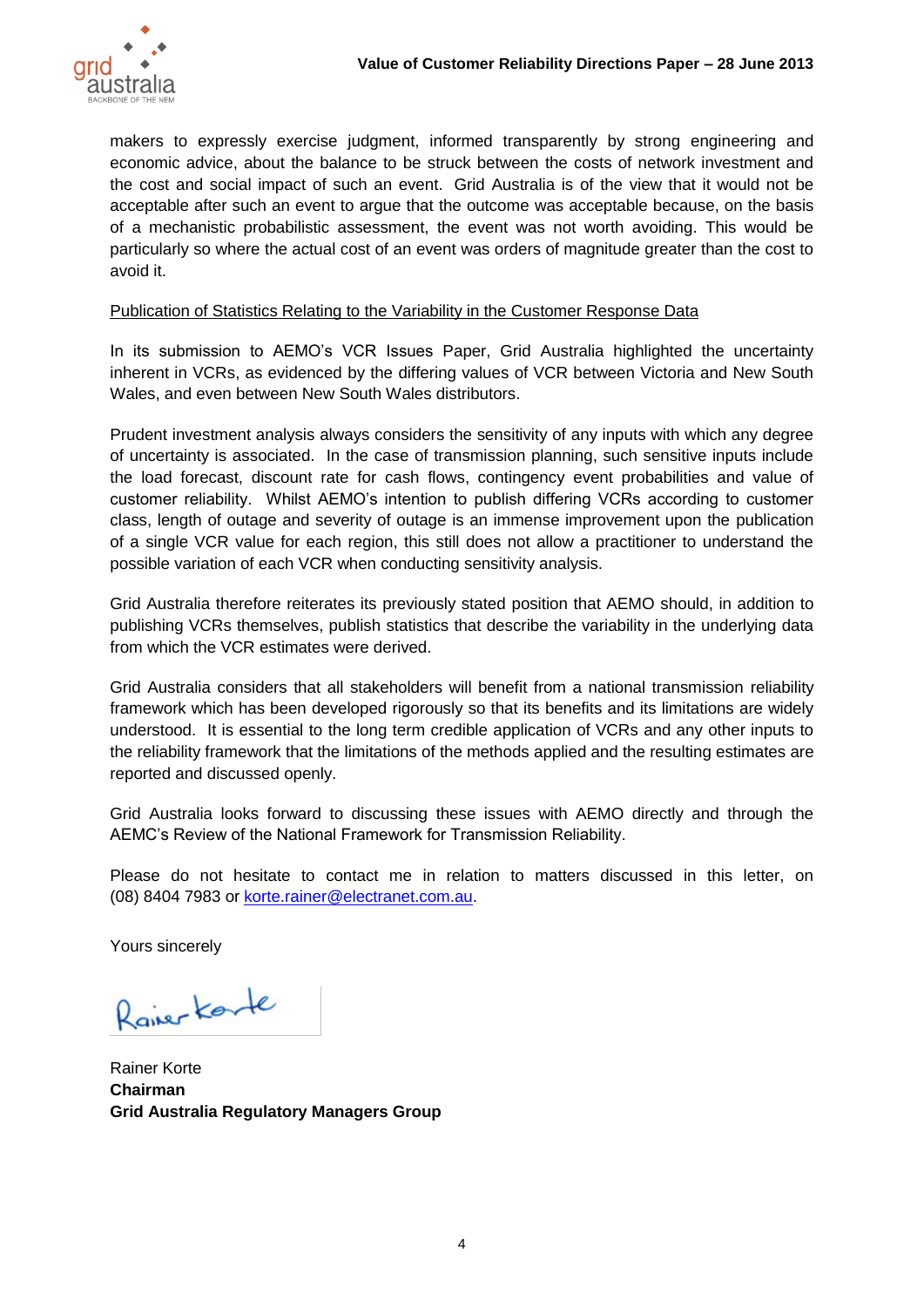makers to expressly exercise judgment, informed transparently by strong engineering and economic advice, about the balance to be struck between the costs of network investment and the cost and social impact of such an event. Grid Australia is of the view that it would not be acceptable after such an event to argue that the outcome was acceptable because, on the basis of a mechanistic probabilistic assessment, the event was not worth avoiding. This would be particularly so where the actual cost of an event was orders of magnitude greater than the cost to avoid it.

Publication of Statistics Relating to the Variability in the Customer Response Data

In its submission to AEMO's VCR Issues Paper, Grid Australia highlighted the uncertainty inherent in VCRs, as evidenced by the differing values of VCR between Victoria and New South Wales, and even between New South Wales distributors.

Prudent investment analysis always considers the sensitivity of any inputs with which any degree of uncertainty is associated. In the case of transmission planning, such sensitive inputs include the load forecast, discount rate for cash flows, contingency event probabilities and value of customer reliability. Whilst AEMO's intention to publish differing VCRs according to customer class, length of outage and severity of outage is an immense improvement upon the publication of a single VCR value for each region, this still does not allow a practitioner to understand the possible variation of each VCR when conducting sensitivity analysis.

Grid Australia therefore reiterates its previously stated position that AEMO should, in addition to publishing VCRs themselves, publish statistics that describe the variability in the underlying data from which the VCR estimates were derived.

Grid Australia considers that all stakeholders will benefit from a national transmission reliability framework which has been developed rigorously so that its benefits and its limitations are widely understood. It is essential to the long term credible application of VCRs and any other inputs to the reliability framework that the limitations of the methods applied and the resulting estimates are reported and discussed openly.

Grid Australia looks forward to discussing these issues with AEMO directly and through the AEMC's Review of the National Framework for Transmission Reliability.

Please do not hesitate to contact me in relation to matters discussed in this letter, on (08) 8404 7983 or korte.rainer@electranet.com.au.

Yours sincerely

Rainer Korte
**Chairman**
**Grid Australia Regulatory Managers Group**